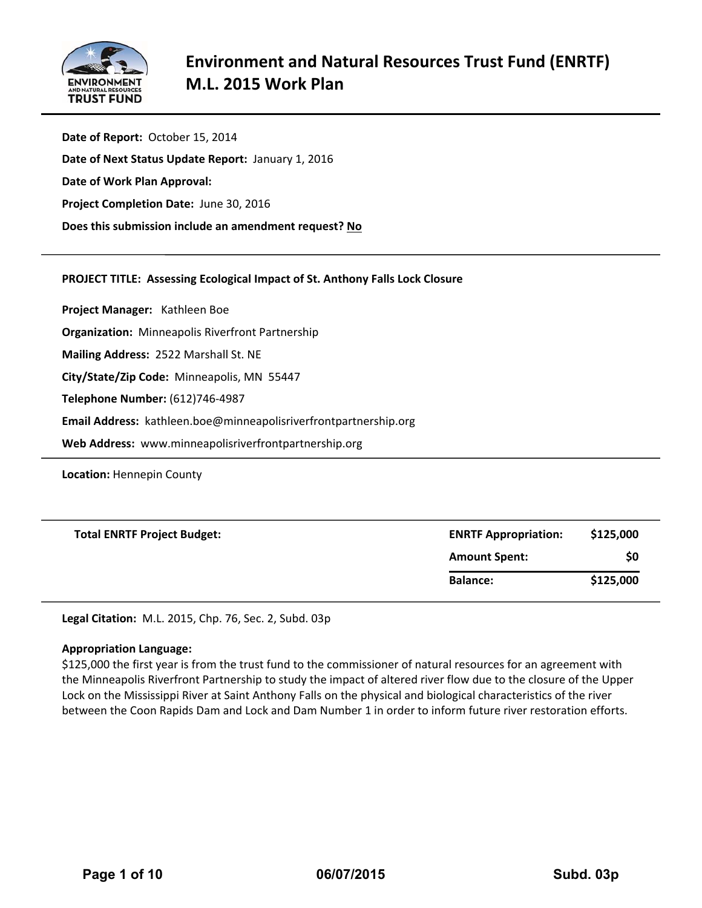# Environment and Natural Resources Trust Fund (ENRTF) M.L. 2015 Work Plan

**Date of Report:** October 15, 2014

**Date of Next Status Update Report:** January 1, 2016

**Date of Work Plan Approval:**

**Project Completion Date:** June 30, 2016

**Does this submission include an amendment request?** No

---

**PROJECT TITLE: Assessing Ecological Impact of St. Anthony Falls Lock Closure**

**Project Manager:** Kathleen Boe

**Organization:** Minneapolis Riverfront Partnership

**Mailing Address:** 2522 Marshall St. NE

**City/State/Zip Code:** Minneapolis, MN 55447

**Telephone Number:** (612)746-4987

**Email Address:** kathleen.boe@minneapolisriverfrontpartnership.org

**Web Address:** www.minneapolisriverfrontpartnership.org

**Location:** Hennepin County

---

| Total ENRTF Project Budget: | ENRTF Appropriation: | $125,000 |
|---|---|---|
| | Amount Spent: | $0 |
| | Balance: | $125,000 |

**Legal Citation:** M.L. 2015, Chp. 76, Sec. 2, Subd. 03p

**Appropriation Language:**

$125,000 the first year is from the trust fund to the commissioner of natural resources for an agreement with the Minneapolis Riverfront Partnership to study the impact of altered river flow due to the closure of the Upper Lock on the Mississippi River at Saint Anthony Falls on the physical and biological characteristics of the river between the Coon Rapids Dam and Lock and Dam Number 1 in order to inform future river restoration efforts.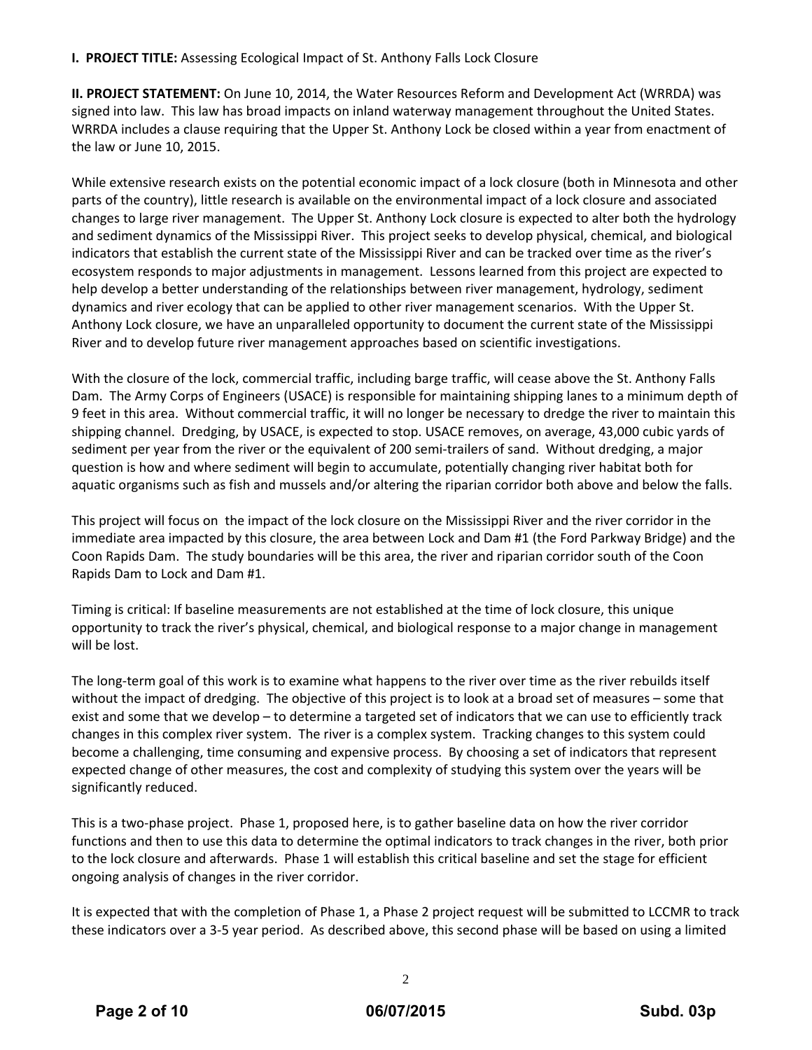**I. PROJECT TITLE:** Assessing Ecological Impact of St. Anthony Falls Lock Closure

**II. PROJECT STATEMENT:** On June 10, 2014, the Water Resources Reform and Development Act (WRRDA) was signed into law. This law has broad impacts on inland waterway management throughout the United States. WRRDA includes a clause requiring that the Upper St. Anthony Lock be closed within a year from enactment of the law or June 10, 2015.

While extensive research exists on the potential economic impact of a lock closure (both in Minnesota and other parts of the country), little research is available on the environmental impact of a lock closure and associated changes to large river management. The Upper St. Anthony Lock closure is expected to alter both the hydrology and sediment dynamics of the Mississippi River. This project seeks to develop physical, chemical, and biological indicators that establish the current state of the Mississippi River and can be tracked over time as the river's ecosystem responds to major adjustments in management. Lessons learned from this project are expected to help develop a better understanding of the relationships between river management, hydrology, sediment dynamics and river ecology that can be applied to other river management scenarios. With the Upper St. Anthony Lock closure, we have an unparalleled opportunity to document the current state of the Mississippi River and to develop future river management approaches based on scientific investigations.

With the closure of the lock, commercial traffic, including barge traffic, will cease above the St. Anthony Falls Dam. The Army Corps of Engineers (USACE) is responsible for maintaining shipping lanes to a minimum depth of 9 feet in this area. Without commercial traffic, it will no longer be necessary to dredge the river to maintain this shipping channel. Dredging, by USACE, is expected to stop. USACE removes, on average, 43,000 cubic yards of sediment per year from the river or the equivalent of 200 semi-trailers of sand. Without dredging, a major question is how and where sediment will begin to accumulate, potentially changing river habitat both for aquatic organisms such as fish and mussels and/or altering the riparian corridor both above and below the falls.

This project will focus on the impact of the lock closure on the Mississippi River and the river corridor in the immediate area impacted by this closure, the area between Lock and Dam #1 (the Ford Parkway Bridge) and the Coon Rapids Dam. The study boundaries will be this area, the river and riparian corridor south of the Coon Rapids Dam to Lock and Dam #1.

Timing is critical: If baseline measurements are not established at the time of lock closure, this unique opportunity to track the river's physical, chemical, and biological response to a major change in management will be lost.

The long-term goal of this work is to examine what happens to the river over time as the river rebuilds itself without the impact of dredging. The objective of this project is to look at a broad set of measures – some that exist and some that we develop – to determine a targeted set of indicators that we can use to efficiently track changes in this complex river system. The river is a complex system. Tracking changes to this system could become a challenging, time consuming and expensive process. By choosing a set of indicators that represent expected change of other measures, the cost and complexity of studying this system over the years will be significantly reduced.

This is a two-phase project. Phase 1, proposed here, is to gather baseline data on how the river corridor functions and then to use this data to determine the optimal indicators to track changes in the river, both prior to the lock closure and afterwards. Phase 1 will establish this critical baseline and set the stage for efficient ongoing analysis of changes in the river corridor.

It is expected that with the completion of Phase 1, a Phase 2 project request will be submitted to LCCMR to track these indicators over a 3-5 year period. As described above, this second phase will be based on using a limited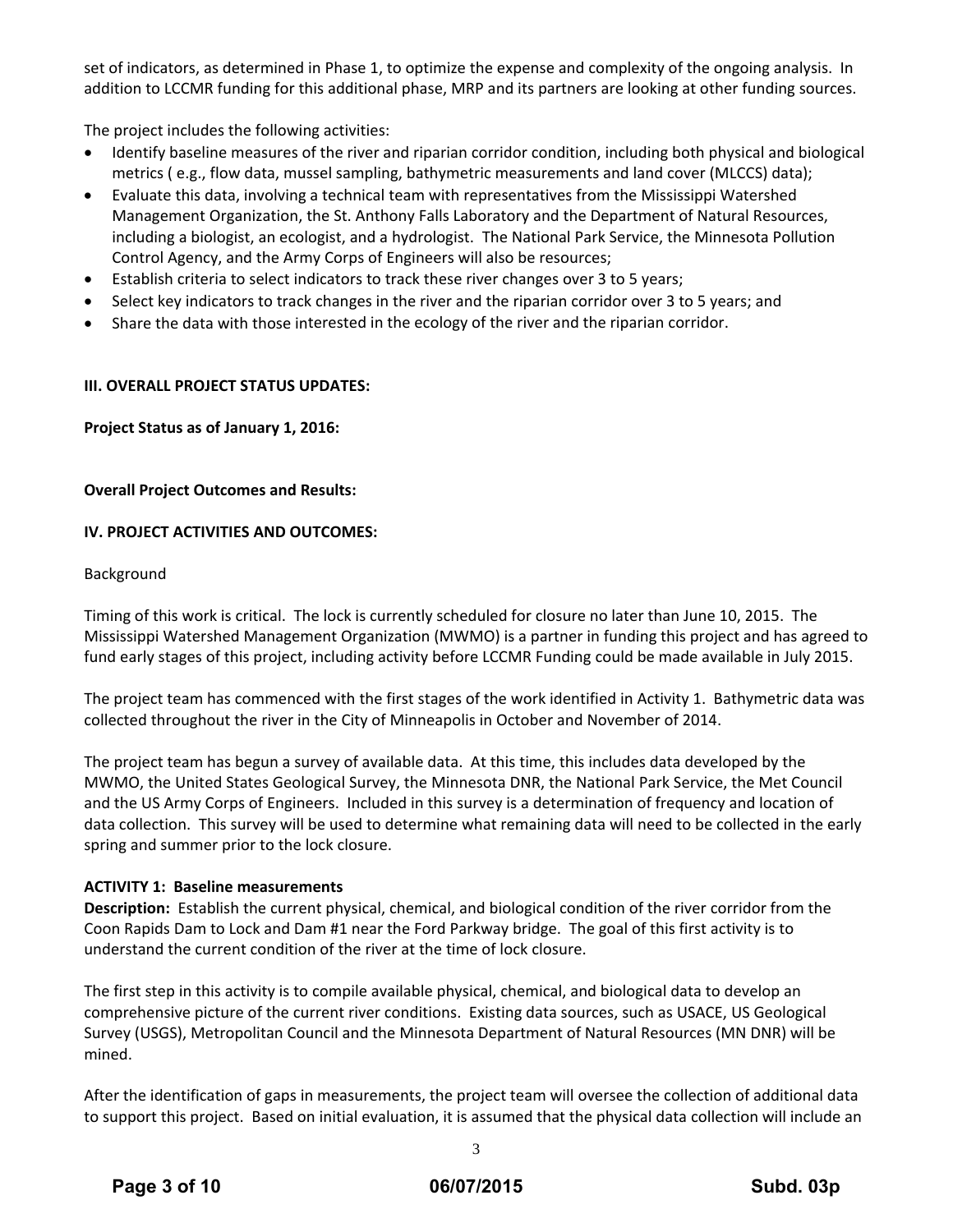set of indicators, as determined in Phase 1, to optimize the expense and complexity of the ongoing analysis. In addition to LCCMR funding for this additional phase, MRP and its partners are looking at other funding sources.

The project includes the following activities:

- Identify baseline measures of the river and riparian corridor condition, including both physical and biological metrics ( e.g., flow data, mussel sampling, bathymetric measurements and land cover (MLCCS) data);
- Evaluate this data, involving a technical team with representatives from the Mississippi Watershed Management Organization, the St. Anthony Falls Laboratory and the Department of Natural Resources, including a biologist, an ecologist, and a hydrologist. The National Park Service, the Minnesota Pollution Control Agency, and the Army Corps of Engineers will also be resources;
- Establish criteria to select indicators to track these river changes over 3 to 5 years;
- Select key indicators to track changes in the river and the riparian corridor over 3 to 5 years; and
- Share the data with those interested in the ecology of the river and the riparian corridor.

**III. OVERALL PROJECT STATUS UPDATES:**

**Project Status as of January 1, 2016:**

**Overall Project Outcomes and Results:**

**IV. PROJECT ACTIVITIES AND OUTCOMES:**

Background

Timing of this work is critical. The lock is currently scheduled for closure no later than June 10, 2015. The Mississippi Watershed Management Organization (MWMO) is a partner in funding this project and has agreed to fund early stages of this project, including activity before LCCMR Funding could be made available in July 2015.

The project team has commenced with the first stages of the work identified in Activity 1. Bathymetric data was collected throughout the river in the City of Minneapolis in October and November of 2014.

The project team has begun a survey of available data. At this time, this includes data developed by the MWMO, the United States Geological Survey, the Minnesota DNR, the National Park Service, the Met Council and the US Army Corps of Engineers. Included in this survey is a determination of frequency and location of data collection. This survey will be used to determine what remaining data will need to be collected in the early spring and summer prior to the lock closure.

**ACTIVITY 1: Baseline measurements**

**Description:** Establish the current physical, chemical, and biological condition of the river corridor from the Coon Rapids Dam to Lock and Dam #1 near the Ford Parkway bridge. The goal of this first activity is to understand the current condition of the river at the time of lock closure.

The first step in this activity is to compile available physical, chemical, and biological data to develop an comprehensive picture of the current river conditions. Existing data sources, such as USACE, US Geological Survey (USGS), Metropolitan Council and the Minnesota Department of Natural Resources (MN DNR) will be mined.

After the identification of gaps in measurements, the project team will oversee the collection of additional data to support this project. Based on initial evaluation, it is assumed that the physical data collection will include an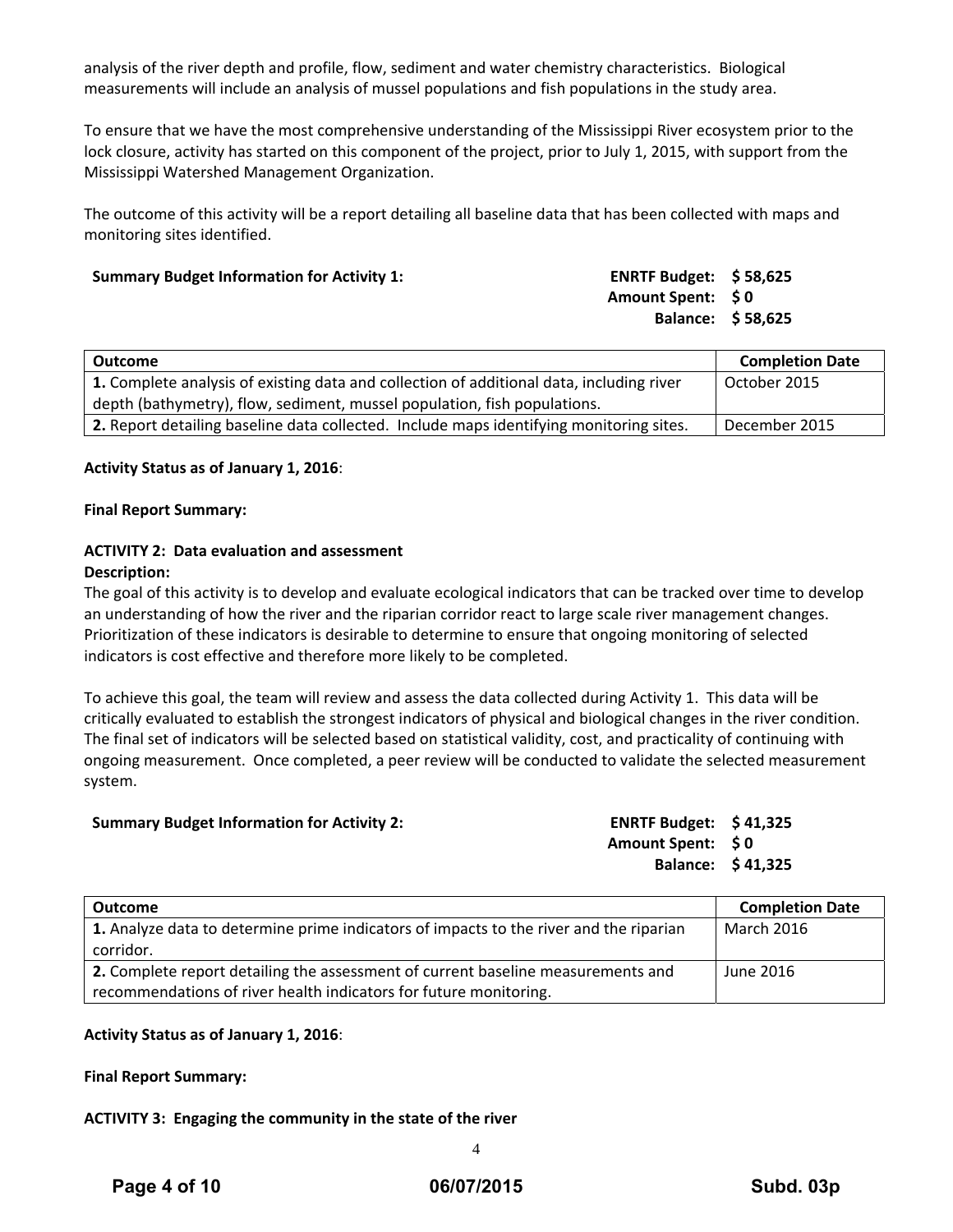analysis of the river depth and profile, flow, sediment and water chemistry characteristics. Biological measurements will include an analysis of mussel populations and fish populations in the study area.

To ensure that we have the most comprehensive understanding of the Mississippi River ecosystem prior to the lock closure, activity has started on this component of the project, prior to July 1, 2015, with support from the Mississippi Watershed Management Organization.

The outcome of this activity will be a report detailing all baseline data that has been collected with maps and monitoring sites identified.

**Summary Budget Information for Activity 1:**

**ENRTF Budget: $ 58,625**
**Amount Spent: $ 0**
**Balance: $ 58,625**

| Outcome | Completion Date |
|---|---|
| **1.** Complete analysis of existing data and collection of additional data, including river depth (bathymetry), flow, sediment, mussel population, fish populations. | October 2015 |
| **2.** Report detailing baseline data collected. Include maps identifying monitoring sites. | December 2015 |

**Activity Status as of January 1, 2016**:

**Final Report Summary:**

**ACTIVITY 2: Data evaluation and assessment**

**Description:**

The goal of this activity is to develop and evaluate ecological indicators that can be tracked over time to develop an understanding of how the river and the riparian corridor react to large scale river management changes. Prioritization of these indicators is desirable to determine to ensure that ongoing monitoring of selected indicators is cost effective and therefore more likely to be completed.

To achieve this goal, the team will review and assess the data collected during Activity 1. This data will be critically evaluated to establish the strongest indicators of physical and biological changes in the river condition. The final set of indicators will be selected based on statistical validity, cost, and practicality of continuing with ongoing measurement. Once completed, a peer review will be conducted to validate the selected measurement system.

**Summary Budget Information for Activity 2:**

**ENRTF Budget: $ 41,325**
**Amount Spent: $ 0**
**Balance: $ 41,325**

| Outcome | Completion Date |
|---|---|
| **1.** Analyze data to determine prime indicators of impacts to the river and the riparian corridor. | March 2016 |
| **2.** Complete report detailing the assessment of current baseline measurements and recommendations of river health indicators for future monitoring. | June 2016 |

**Activity Status as of January 1, 2016**:

**Final Report Summary:**

**ACTIVITY 3: Engaging the community in the state of the river**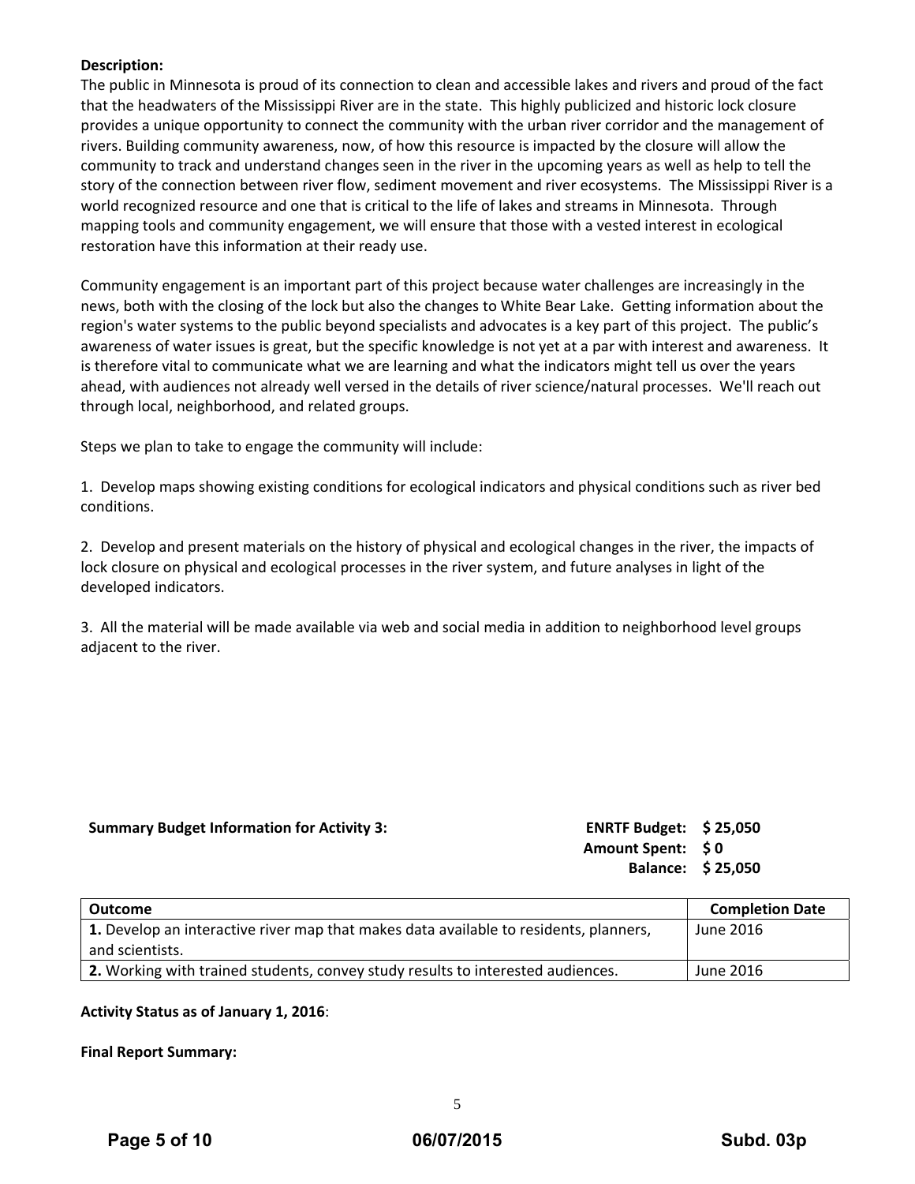**Description:**
The public in Minnesota is proud of its connection to clean and accessible lakes and rivers and proud of the fact that the headwaters of the Mississippi River are in the state. This highly publicized and historic lock closure provides a unique opportunity to connect the community with the urban river corridor and the management of rivers. Building community awareness, now, of how this resource is impacted by the closure will allow the community to track and understand changes seen in the river in the upcoming years as well as help to tell the story of the connection between river flow, sediment movement and river ecosystems. The Mississippi River is a world recognized resource and one that is critical to the life of lakes and streams in Minnesota. Through mapping tools and community engagement, we will ensure that those with a vested interest in ecological restoration have this information at their ready use.

Community engagement is an important part of this project because water challenges are increasingly in the news, both with the closing of the lock but also the changes to White Bear Lake. Getting information about the region's water systems to the public beyond specialists and advocates is a key part of this project. The public's awareness of water issues is great, but the specific knowledge is not yet at a par with interest and awareness. It is therefore vital to communicate what we are learning and what the indicators might tell us over the years ahead, with audiences not already well versed in the details of river science/natural processes. We'll reach out through local, neighborhood, and related groups.

Steps we plan to take to engage the community will include:

1. Develop maps showing existing conditions for ecological indicators and physical conditions such as river bed conditions.

2. Develop and present materials on the history of physical and ecological changes in the river, the impacts of lock closure on physical and ecological processes in the river system, and future analyses in light of the developed indicators.

3. All the material will be made available via web and social media in addition to neighborhood level groups adjacent to the river.

**Summary Budget Information for Activity 3:**

**ENRTF Budget: $ 25,050**
**Amount Spent: $ 0**
**Balance: $ 25,050**

| Outcome | Completion Date |
|---|---|
| **1.** Develop an interactive river map that makes data available to residents, planners, and scientists. | June 2016 |
| **2.** Working with trained students, convey study results to interested audiences. | June 2016 |

**Activity Status as of January 1, 2016**:

**Final Report Summary:**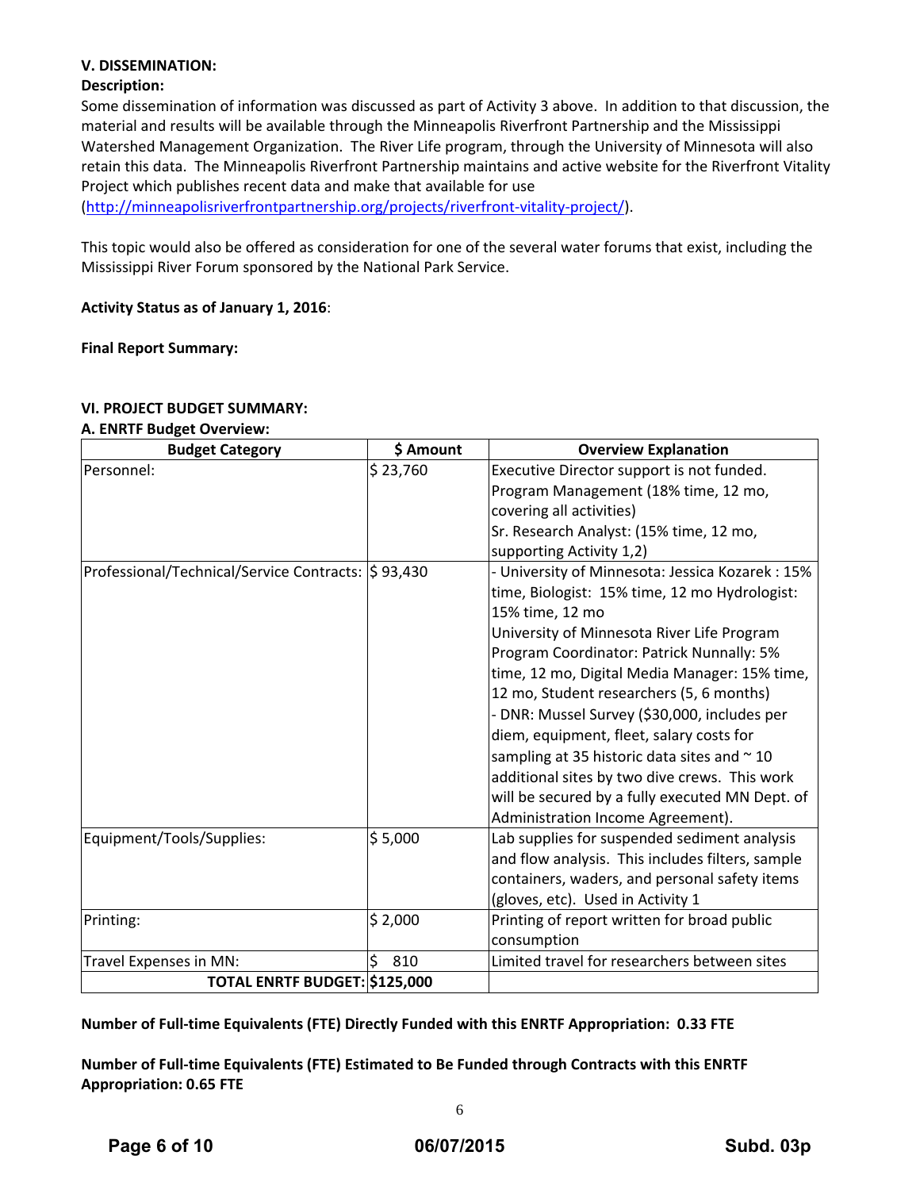### V. DISSEMINATION:

**Description:**

Some dissemination of information was discussed as part of Activity 3 above. In addition to that discussion, the material and results will be available through the Minneapolis Riverfront Partnership and the Mississippi Watershed Management Organization. The River Life program, through the University of Minnesota will also retain this data. The Minneapolis Riverfront Partnership maintains and active website for the Riverfront Vitality Project which publishes recent data and make that available for use (http://minneapolisriverfrontpartnership.org/projects/riverfront-vitality-project/).

This topic would also be offered as consideration for one of the several water forums that exist, including the Mississippi River Forum sponsored by the National Park Service.

**Activity Status as of January 1, 2016**:

**Final Report Summary:**

### VI. PROJECT BUDGET SUMMARY:

**A. ENRTF Budget Overview:**

| Budget Category | $ Amount | Overview Explanation |
|---|---|---|
| Personnel: | $ 23,760 | Executive Director support is not funded. Program Management (18% time, 12 mo, covering all activities) Sr. Research Analyst: (15% time, 12 mo, supporting Activity 1,2) |
| Professional/Technical/Service Contracts: | $ 93,430 | - University of Minnesota: Jessica Kozarek : 15% time, Biologist: 15% time, 12 mo Hydrologist: 15% time, 12 mo University of Minnesota River Life Program Program Coordinator: Patrick Nunnally: 5% time, 12 mo, Digital Media Manager: 15% time, 12 mo, Student researchers (5, 6 months) - DNR: Mussel Survey ($30,000, includes per diem, equipment, fleet, salary costs for sampling at 35 historic data sites and ~ 10 additional sites by two dive crews. This work will be secured by a fully executed MN Dept. of Administration Income Agreement). |
| Equipment/Tools/Supplies: | $ 5,000 | Lab supplies for suspended sediment analysis and flow analysis. This includes filters, sample containers, waders, and personal safety items (gloves, etc). Used in Activity 1 |
| Printing: | $ 2,000 | Printing of report written for broad public consumption |
| Travel Expenses in MN: | $ 810 | Limited travel for researchers between sites |
| **TOTAL ENRTF BUDGET:** | **$125,000** | |

**Number of Full-time Equivalents (FTE) Directly Funded with this ENRTF Appropriation: 0.33 FTE**

**Number of Full-time Equivalents (FTE) Estimated to Be Funded through Contracts with this ENRTF Appropriation: 0.65 FTE**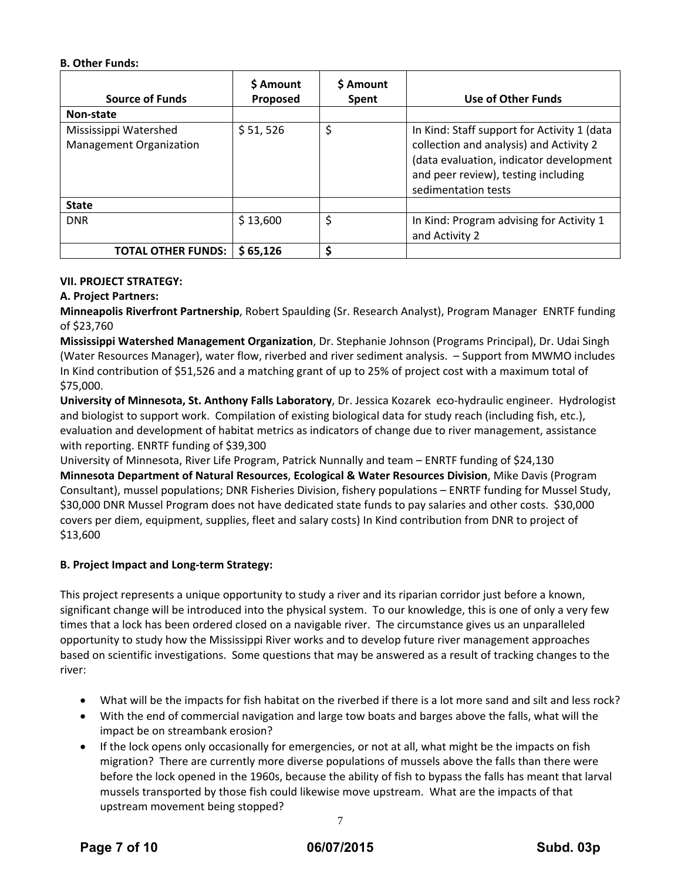**B. Other Funds:**

| Source of Funds | $ Amount Proposed | $ Amount Spent | Use of Other Funds |
|---|---|---|---|
| **Non-state** | | | |
| Mississippi Watershed Management Organization | $ 51, 526 | $ | In Kind: Staff support for Activity 1 (data collection and analysis) and Activity 2 (data evaluation, indicator development and peer review), testing including sedimentation tests |
| **State** | | | |
| DNR | $ 13,600 | $ | In Kind: Program advising for Activity 1 and Activity 2 |
| **TOTAL OTHER FUNDS:** | **$ 65,126** | **$** | |

**VII. PROJECT STRATEGY:**

**A. Project Partners:**

**Minneapolis Riverfront Partnership**, Robert Spaulding (Sr. Research Analyst), Program Manager ENRTF funding of $23,760

**Mississippi Watershed Management Organization**, Dr. Stephanie Johnson (Programs Principal), Dr. Udai Singh (Water Resources Manager), water flow, riverbed and river sediment analysis. – Support from MWMO includes In Kind contribution of $51,526 and a matching grant of up to 25% of project cost with a maximum total of $75,000.

**University of Minnesota, St. Anthony Falls Laboratory**, Dr. Jessica Kozarek eco-hydraulic engineer. Hydrologist and biologist to support work. Compilation of existing biological data for study reach (including fish, etc.), evaluation and development of habitat metrics as indicators of change due to river management, assistance with reporting. ENRTF funding of $39,300

University of Minnesota, River Life Program, Patrick Nunnally and team – ENRTF funding of $24,130

**Minnesota Department of Natural Resources**, **Ecological & Water Resources Division**, Mike Davis (Program Consultant), mussel populations; DNR Fisheries Division, fishery populations – ENRTF funding for Mussel Study, $30,000 DNR Mussel Program does not have dedicated state funds to pay salaries and other costs. $30,000 covers per diem, equipment, supplies, fleet and salary costs) In Kind contribution from DNR to project of $13,600

**B. Project Impact and Long-term Strategy:**

This project represents a unique opportunity to study a river and its riparian corridor just before a known, significant change will be introduced into the physical system. To our knowledge, this is one of only a very few times that a lock has been ordered closed on a navigable river. The circumstance gives us an unparalleled opportunity to study how the Mississippi River works and to develop future river management approaches based on scientific investigations. Some questions that may be answered as a result of tracking changes to the river:

- What will be the impacts for fish habitat on the riverbed if there is a lot more sand and silt and less rock?
- With the end of commercial navigation and large tow boats and barges above the falls, what will the impact be on streambank erosion?
- If the lock opens only occasionally for emergencies, or not at all, what might be the impacts on fish migration? There are currently more diverse populations of mussels above the falls than there were before the lock opened in the 1960s, because the ability of fish to bypass the falls has meant that larval mussels transported by those fish could likewise move upstream. What are the impacts of that upstream movement being stopped?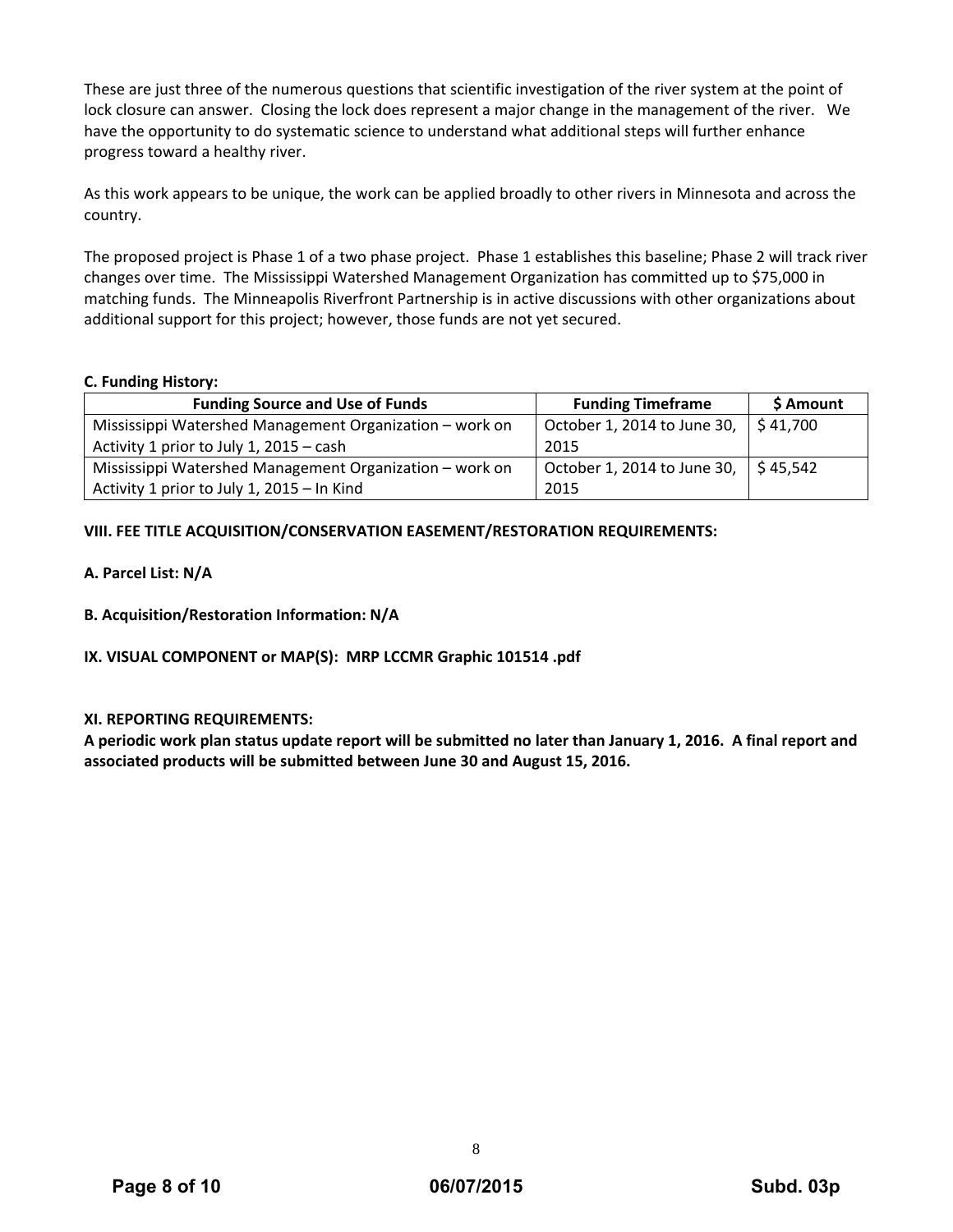These are just three of the numerous questions that scientific investigation of the river system at the point of lock closure can answer. Closing the lock does represent a major change in the management of the river. We have the opportunity to do systematic science to understand what additional steps will further enhance progress toward a healthy river.

As this work appears to be unique, the work can be applied broadly to other rivers in Minnesota and across the country.

The proposed project is Phase 1 of a two phase project. Phase 1 establishes this baseline; Phase 2 will track river changes over time. The Mississippi Watershed Management Organization has committed up to $75,000 in matching funds. The Minneapolis Riverfront Partnership is in active discussions with other organizations about additional support for this project; however, those funds are not yet secured.

**C. Funding History:**

| Funding Source and Use of Funds | Funding Timeframe | $ Amount |
| --- | --- | --- |
| Mississippi Watershed Management Organization – work on Activity 1 prior to July 1, 2015 – cash | October 1, 2014 to June 30, 2015 | $ 41,700 |
| Mississippi Watershed Management Organization – work on Activity 1 prior to July 1, 2015 – In Kind | October 1, 2014 to June 30, 2015 | $ 45,542 |

**VIII. FEE TITLE ACQUISITION/CONSERVATION EASEMENT/RESTORATION REQUIREMENTS:**

**A. Parcel List: N/A**

**B. Acquisition/Restoration Information: N/A**

**IX. VISUAL COMPONENT or MAP(S): MRP LCCMR Graphic 101514 .pdf**

**XI. REPORTING REQUIREMENTS:**

**A periodic work plan status update report will be submitted no later than January 1, 2016. A final report and associated products will be submitted between June 30 and August 15, 2016.**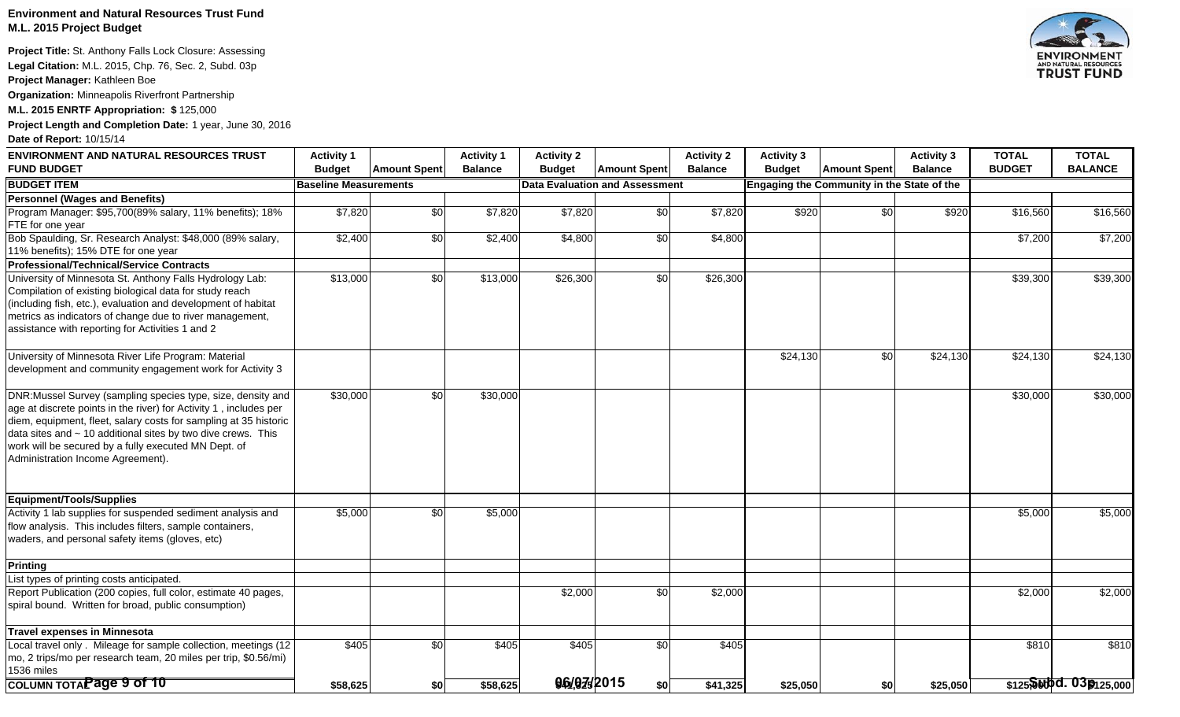**Environment and Natural Resources Trust Fund**
**M.L. 2015 Project Budget**

**Project Title:** St. Anthony Falls Lock Closure: Assessing
**Legal Citation:** M.L. 2015, Chp. 76, Sec. 2, Subd. 03p
**Project Manager:** Kathleen Boe
**Organization:** Minneapolis Riverfront Partnership
**M.L. 2015 ENRTF Appropriation: $** 125,000
**Project Length and Completion Date:** 1 year, June 30, 2016
**Date of Report:** 10/15/14

| ENVIRONMENT AND NATURAL RESOURCES TRUST FUND BUDGET | Activity 1 Budget | Amount Spent | Activity 1 Balance | Activity 2 Budget | Amount Spent | Activity 2 Balance | Activity 3 Budget | Amount Spent | Activity 3 Balance | TOTAL BUDGET | TOTAL BALANCE |
|---|---|---|---|---|---|---|---|---|---|---|---|
| **BUDGET ITEM** | **Baseline Measurements** | | | **Data Evaluation and Assessment** | | | **Engaging the Community in the State of the** | | | | |
| **Personnel (Wages and Benefits)** | | | | | | | | | | | |
| Program Manager: $95,700(89% salary, 11% benefits); 18% FTE for one year | $7,820 | $0 | $7,820 | $7,820 | $0 | $7,820 | $920 | $0 | $920 | $16,560 | $16,560 |
| Bob Spaulding, Sr. Research Analyst: $48,000 (89% salary, 11% benefits); 15% DTE for one year | $2,400 | $0 | $2,400 | $4,800 | $0 | $4,800 | | | | $7,200 | $7,200 |
| **Professional/Technical/Service Contracts** | | | | | | | | | | | |
| University of Minnesota St. Anthony Falls Hydrology Lab: Compilation of existing biological data for study reach (including fish, etc.), evaluation and development of habitat metrics as indicators of change due to river management, assistance with reporting for Activities 1 and 2 | $13,000 | $0 | $13,000 | $26,300 | $0 | $26,300 | | | | $39,300 | $39,300 |
| University of Minnesota River Life Program: Material development and community engagement work for Activity 3 | | | | | | | $24,130 | $0 | $24,130 | $24,130 | $24,130 |
| DNR:Mussel Survey (sampling species type, size, density and age at discrete points in the river) for Activity 1 , includes per diem, equipment, fleet, salary costs for sampling at 35 historic data sites and ~ 10 additional sites by two dive crews. This work will be secured by a fully executed MN Dept. of Administration Income Agreement). | $30,000 | $0 | $30,000 | | | | | | | $30,000 | $30,000 |
| **Equipment/Tools/Supplies** | | | | | | | | | | | |
| Activity 1 lab supplies for suspended sediment analysis and flow analysis. This includes filters, sample containers, waders, and personal safety items (gloves, etc) | $5,000 | $0 | $5,000 | | | | | | | $5,000 | $5,000 |
| **Printing** | | | | | | | | | | | |
| List types of printing costs anticipated. | | | | | | | | | | | |
| Report Publication (200 copies, full color, estimate 40 pages, spiral bound. Written for broad, public consumption) | | | | $2,000 | $0 | $2,000 | | | | $2,000 | $2,000 |
| **Travel expenses in Minnesota** | | | | | | | | | | | |
| Local travel only . Mileage for sample collection, meetings (12 mo, 2 trips/mo per research team, 20 miles per trip, $0.56/mi) 1536 miles | $405 | $0 | $405 | $405 | $0 | $405 | | | | $810 | $810 |
| **COLUMN TOTAL** | **$58,625** | **$0** | **$58,625** | **$41,325** | **$0** | **$41,325** | **$25,050** | **$0** | **$25,050** | **$125,000** | **$125,000** |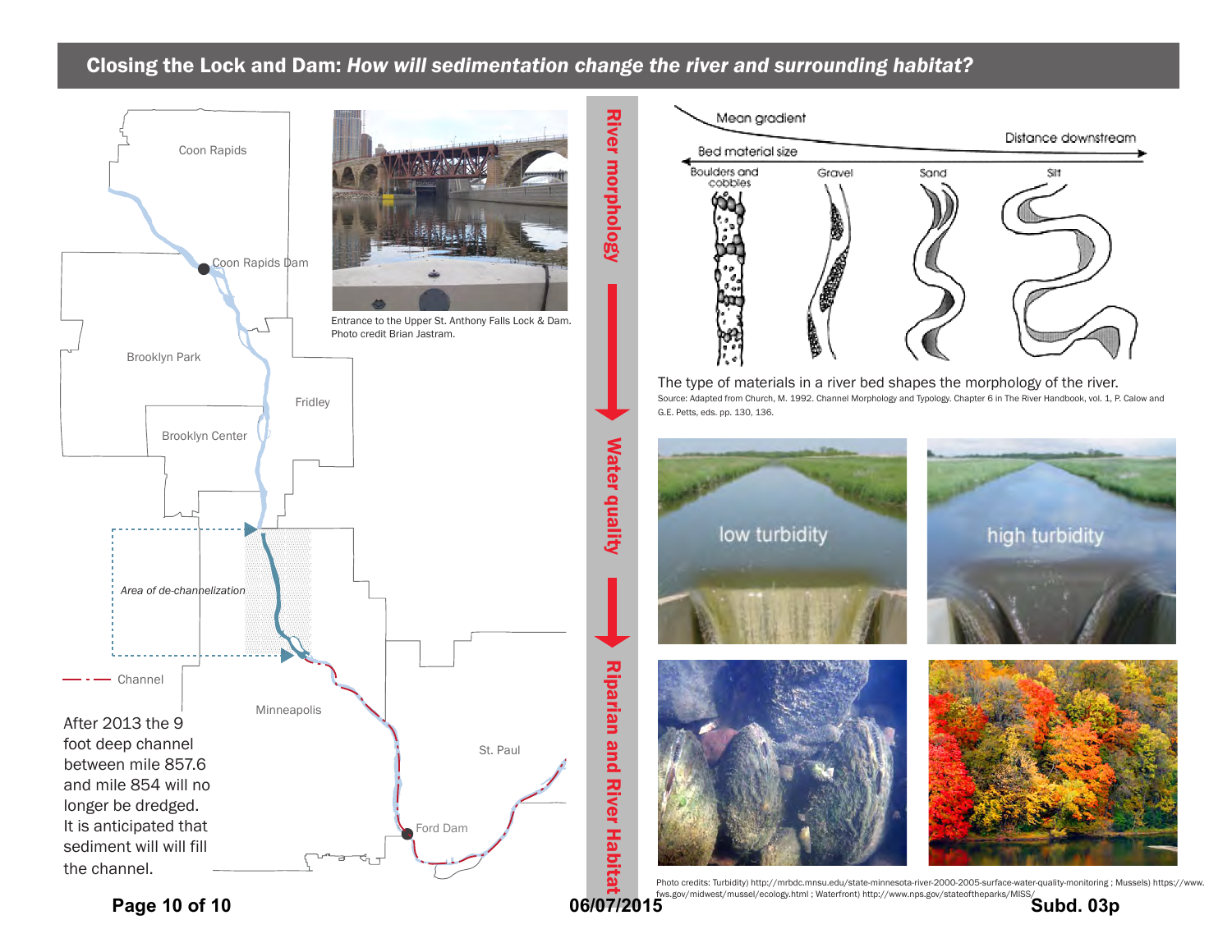## Closing the Lock and Dam: *How will sedimentation change the river and surrounding habitat?*

Coon Rapids

Coon Rapids Dam

Brooklyn Park

Fridley

Brooklyn Center

*Area of de-channelization*

Channel

Minneapolis

St. Paul

Ford Dam

After 2013 the 9 foot deep channel between mile 857.6 and mile 854 will no longer be dredged. It is anticipated that sediment will will fill the channel.

Entrance to the Upper St. Anthony Falls Lock & Dam. Photo credit Brian Jastram.

River morphology

Water quality

Riparian and River Habitat

Mean gradient

Distance downstream

Bed material size

Boulders and cobbles

Gravel

Sand

Silt

The type of materials in a river bed shapes the morphology of the river.

Source: Adapted from Church, M. 1992. Channel Morphology and Typology. Chapter 6 in The River Handbook, vol. 1, P. Calow and G.E. Petts, eds. pp. 130, 136.

low turbidity

high turbidity

Photo credits: Turbidity) http://mrbdc.mnsu.edu/state-minnesota-river-2000-2005-surface-water-quality-monitoring ; Mussels) https://www.fws.gov/midwest/mussel/ecology.html ; Waterfront) http://www.nps.gov/stateoftheparks/MISS/

06/07/2015

Subd. 03p